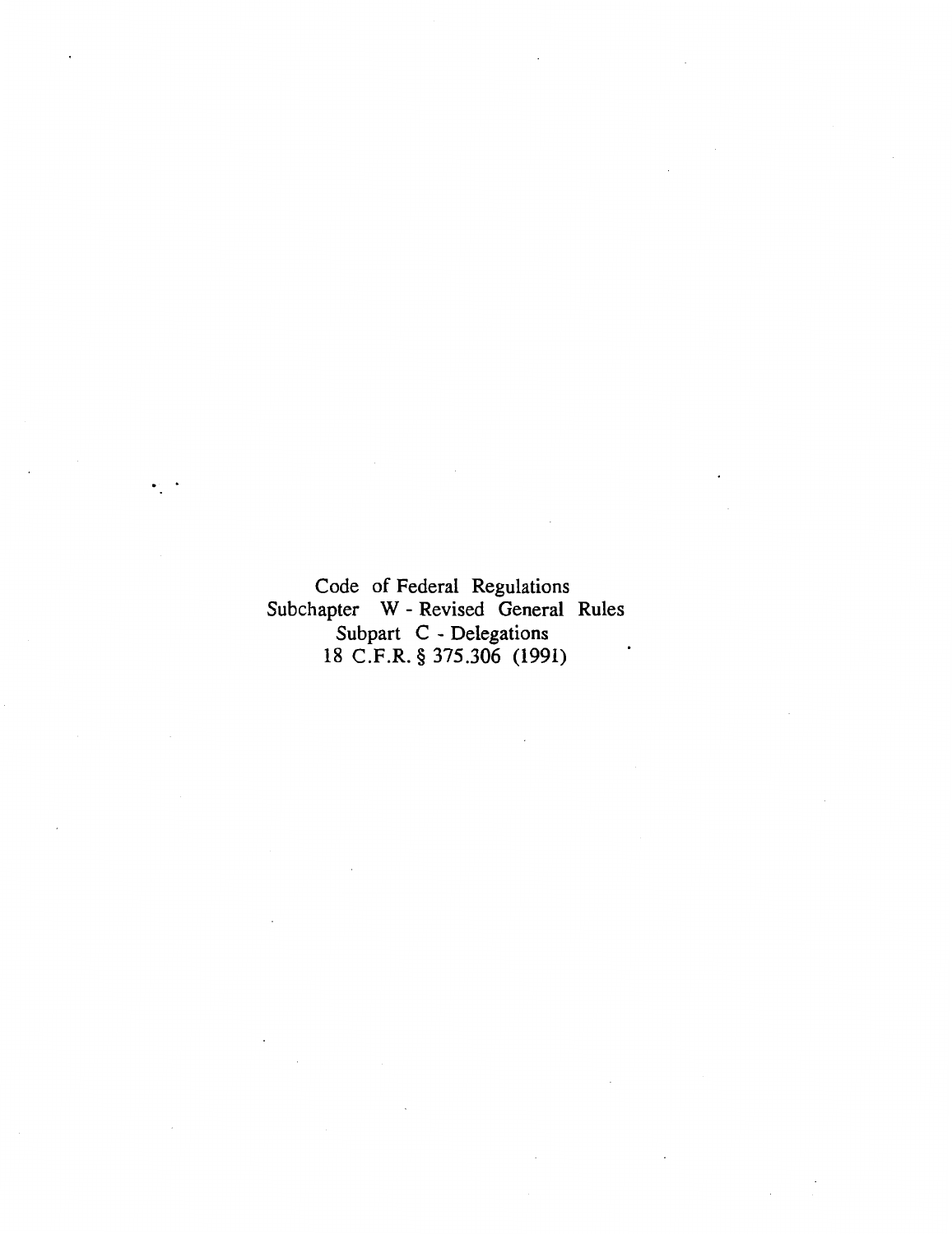Code of Federal Regulations
Subchapter W - Revised General Rules
Subpart C - Delegations
18 C.F.R. § 375.306 (1991)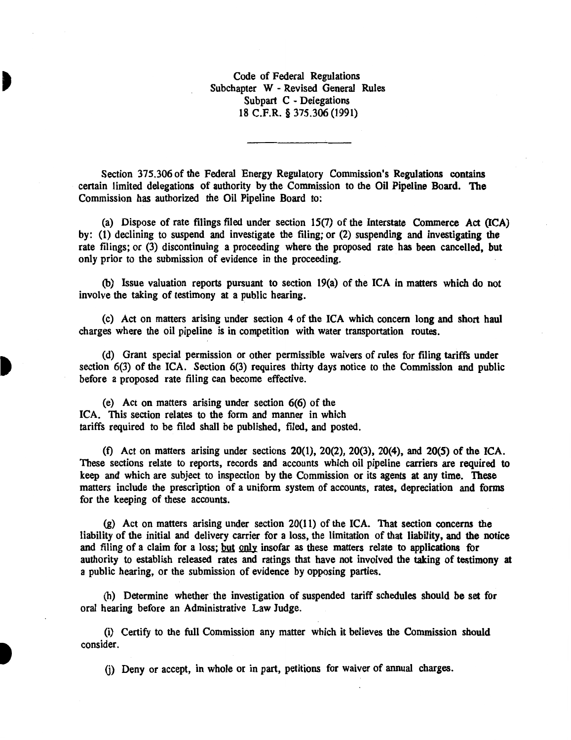Code of Federal Regulations
Subchapter W - Revised General Rules
Subpart C - Delegations
18 C.F.R. § 375.306 (1991)

---

Section 375.306 of the Federal Energy Regulatory Commission's Regulations contains certain limited delegations of authority by the Commission to the Oil Pipeline Board. The Commission has authorized the Oil Pipeline Board to:

(a) Dispose of rate filings filed under section 15(7) of the Interstate Commerce Act (ICA) by: (1) declining to suspend and investigate the filing; or (2) suspending and investigating the rate filings; or (3) discontinuing a proceeding where the proposed rate has been cancelled, but only prior to the submission of evidence in the proceeding.

(b) Issue valuation reports pursuant to section 19(a) of the ICA in matters which do not involve the taking of testimony at a public hearing.

(c) Act on matters arising under section 4 of the ICA which concern long and short haul charges where the oil pipeline is in competition with water transportation routes.

(d) Grant special permission or other permissible waivers of rules for filing tariffs under section 6(3) of the ICA. Section 6(3) requires thirty days notice to the Commission and public before a proposed rate filing can become effective.

(e) Act on matters arising under section 6(6) of the ICA. This section relates to the form and manner in which tariffs required to be filed shall be published, filed, and posted.

(f) Act on matters arising under sections 20(1), 20(2), 20(3), 20(4), and 20(5) of the ICA. These sections relate to reports, records and accounts which oil pipeline carriers are required to keep and which are subject to inspection by the Commission or its agents at any time. These matters include the prescription of a uniform system of accounts, rates, depreciation and forms for the keeping of these accounts.

(g) Act on matters arising under section 20(11) of the ICA. That section concerns the liability of the initial and delivery carrier for a loss, the limitation of that liability, and the notice and filing of a claim for a loss; but only insofar as these matters relate to applications for authority to establish released rates and ratings that have not involved the taking of testimony at a public hearing, or the submission of evidence by opposing parties.

(h) Determine whether the investigation of suspended tariff schedules should be set for oral hearing before an Administrative Law Judge.

(i) Certify to the full Commission any matter which it believes the Commission should consider.

(j) Deny or accept, in whole or in part, petitions for waiver of annual charges.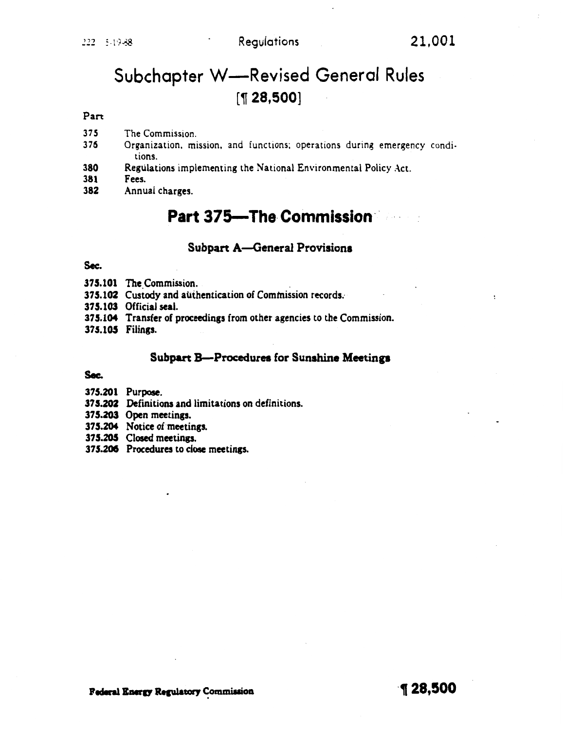# Subchapter W—Revised General Rules
## [¶ 28,500]

Part

- 375 The Commission.
- 376 Organization, mission, and functions; operations during emergency conditions.
- 380 Regulations implementing the National Environmental Policy Act.
- 381 Fees.
- 382 Annual charges.

# Part 375—The Commission

### Subpart A—General Provisions

**Sec.**

- **375.101** The Commission.
- **375.102** Custody and authentication of Commission records.
- **375.103** Official seal.
- **375.104** Transfer of proceedings from other agencies to the Commission.
- **375.105** Filings.

### Subpart B—Procedures for Sunshine Meetings

**Sec.**

- **375.201** Purpose.
- **375.202** Definitions and limitations on definitions.
- **375.203** Open meetings.
- **375.204** Notice of meetings.
- **375.205** Closed meetings.
- **375.206** Procedures to close meetings.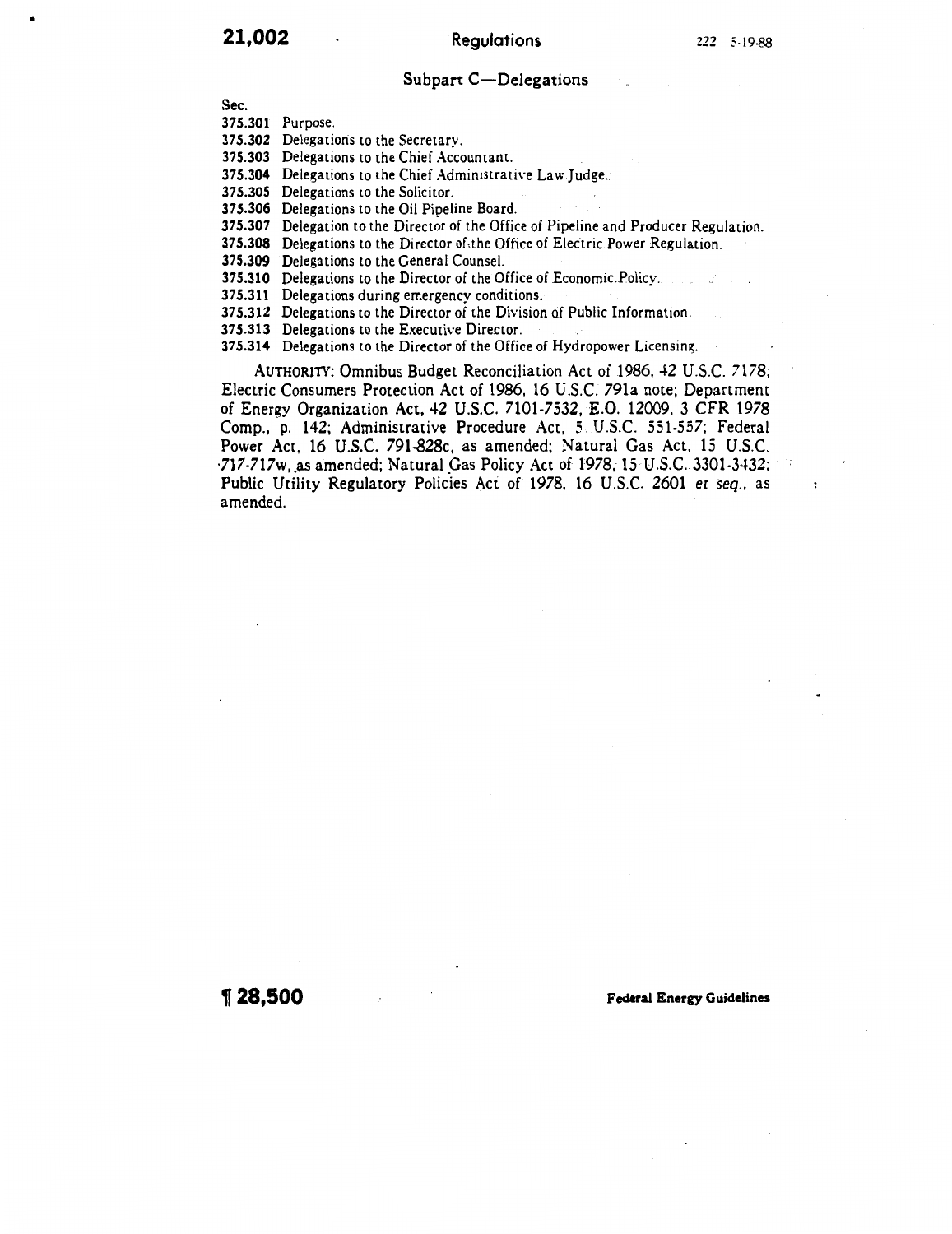## Subpart C—Delegations

**Sec.**

**375.301** Purpose.
**375.302** Delegations to the Secretary.
**375.303** Delegations to the Chief Accountant.
**375.304** Delegations to the Chief Administrative Law Judge.
**375.305** Delegations to the Solicitor.
**375.306** Delegations to the Oil Pipeline Board.
**375.307** Delegation to the Director of the Office of Pipeline and Producer Regulation.
**375.308** Delegations to the Director of the Office of Electric Power Regulation.
**375.309** Delegations to the General Counsel.
**375.310** Delegations to the Director of the Office of Economic Policy.
**375.311** Delegations during emergency conditions.
**375.312** Delegations to the Director of the Division of Public Information.
**375.313** Delegations to the Executive Director.
**375.314** Delegations to the Director of the Office of Hydropower Licensing.

AUTHORITY: Omnibus Budget Reconciliation Act of 1986, 42 U.S.C. 7178; Electric Consumers Protection Act of 1986, 16 U.S.C. 791a note; Department of Energy Organization Act, 42 U.S.C. 7101-7532, E.O. 12009, 3 CFR 1978 Comp., p. 142; Administrative Procedure Act, 5 U.S.C. 551-557; Federal Power Act, 16 U.S.C. 791-828c, as amended; Natural Gas Act, 15 U.S.C. 717-717w, as amended; Natural Gas Policy Act of 1978, 15 U.S.C. 3301-3432; Public Utility Regulatory Policies Act of 1978, 16 U.S.C. 2601 *et seq.*, as amended.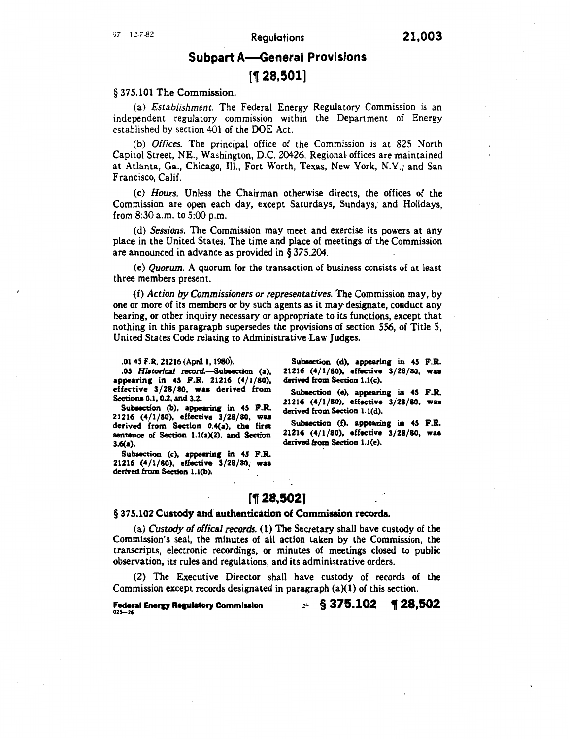## Subpart A—General Provisions

### [¶ 28,501]

§ 375.101 The Commission.

(a) *Establishment.* The Federal Energy Regulatory Commission is an independent regulatory commission within the Department of Energy established by section 401 of the DOE Act.

(b) *Offices.* The principal office of the Commission is at 825 North Capitol Street, NE., Washington, D.C. 20426. Regional offices are maintained at Atlanta, Ga., Chicago, Ill., Fort Worth, Texas, New York, N.Y., and San Francisco, Calif.

(c) *Hours.* Unless the Chairman otherwise directs, the offices of the Commission are open each day, except Saturdays, Sundays, and Holidays, from 8:30 a.m. to 5:00 p.m.

(d) *Sessions.* The Commission may meet and exercise its powers at any place in the United States. The time and place of meetings of the Commission are announced in advance as provided in § 375.204.

(e) *Quorum.* A quorum for the transaction of business consists of at least three members present.

(f) *Action by Commissioners or representatives.* The Commission may, by one or more of its members or by such agents as it may designate, conduct any hearing, or other inquiry necessary or appropriate to its functions, except that nothing in this paragraph supersedes the provisions of section 556, of Title 5, United States Code relating to Administrative Law Judges.

.01 45 F.R. 21216 (April 1, 1980).

**.05** ***Historical record.***—**Subsection (a), appearing in 45 F.R. 21216 (4/1/80), effective 3/28/80, was derived from Sections 0.1, 0.2, and 3.2.**

**Subsection (b), appearing in 45 F.R. 21216 (4/1/80), effective 3/28/80, was derived from Section 0.4(a), the first sentence of Section 1.1(a)(2), and Section 3.6(a).**

**Subsection (c), appearing in 45 F.R. 21216 (4/1/80), effective 3/28/80, was derived from Section 1.1(b).**

**Subsection (d), appearing in 45 F.R. 21216 (4/1/80), effective 3/28/80, was derived from Section 1.1(c).**

**Subsection (e), appearing in 45 F.R. 21216 (4/1/80), effective 3/28/80, was derived from Section 1.1(d).**

**Subsection (f), appearing in 45 F.R. 21216 (4/1/80), effective 3/28/80, was derived from Section 1.1(e).**

### [¶ 28,502]

**§ 375.102 Custody and authentication of Commission records.**

(a) *Custody of offical records.* (1) The Secretary shall have custody of the Commission's seal, the minutes of all action taken by the Commission, the transcripts, electronic recordings, or minutes of meetings closed to public observation, its rules and regulations, and its administrative orders.

(2) The Executive Director shall have custody of records of the Commission except records designated in paragraph (a)(1) of this section.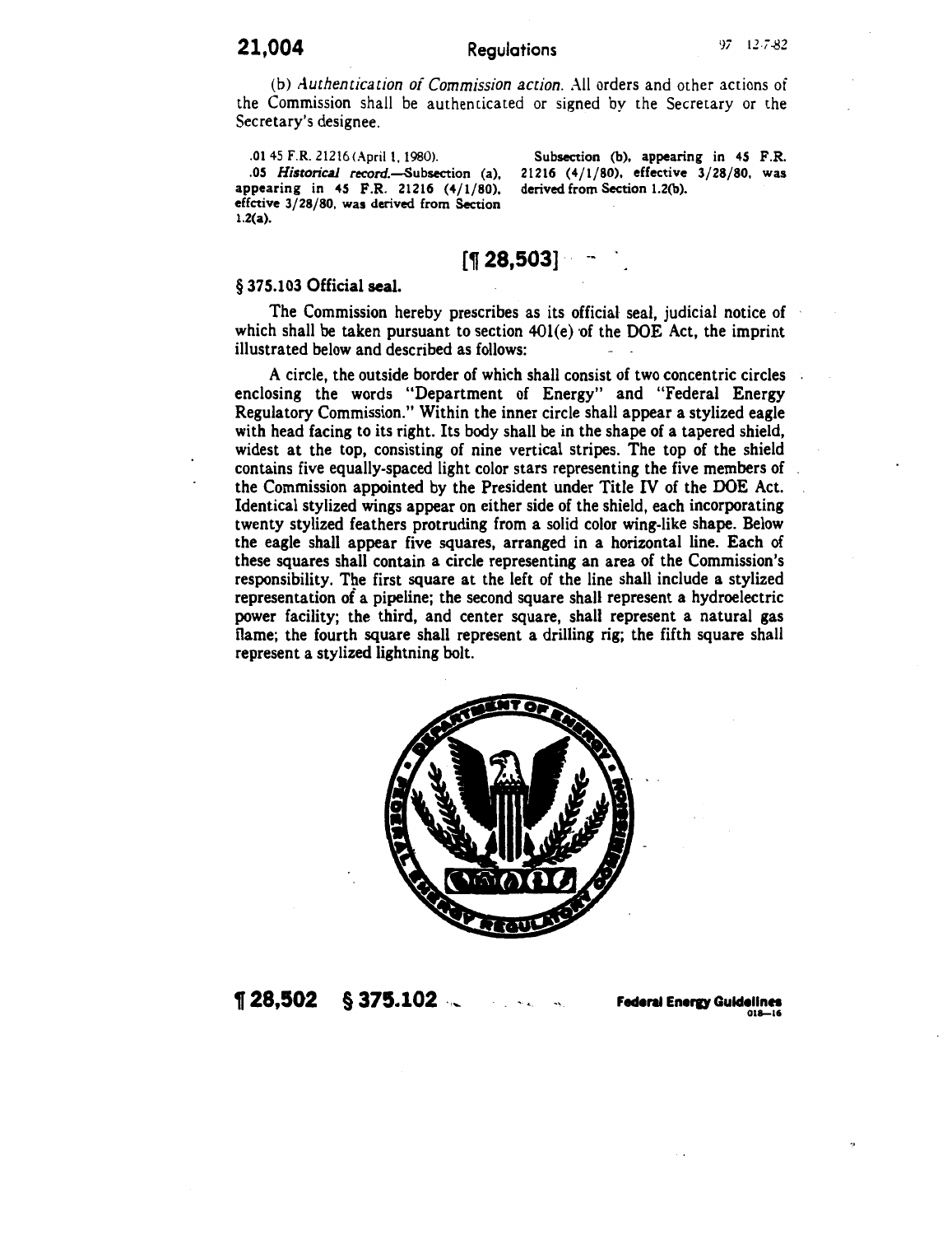(b) *Authentication of Commission action.* All orders and other actions of the Commission shall be authenticated or signed by the Secretary or the Secretary's designee.

.01 45 F.R. 21216 (April 1, 1980).

.05 *Historical record.*—Subsection (a), appearing in 45 F.R. 21216 (4/1/80), effctive 3/28/80, was derived from Section 1.2(a).

Subsection (b), appearing in 45 F.R. 21216 (4/1/80), effective 3/28/80, was derived from Section 1.2(b).

## [¶ 28,503]

### § 375.103 Official seal.

The Commission hereby prescribes as its official seal, judicial notice of which shall be taken pursuant to section 401(e) of the DOE Act, the imprint illustrated below and described as follows:

A circle, the outside border of which shall consist of two concentric circles enclosing the words "Department of Energy" and "Federal Energy Regulatory Commission." Within the inner circle shall appear a stylized eagle with head facing to its right. Its body shall be in the shape of a tapered shield, widest at the top, consisting of nine vertical stripes. The top of the shield contains five equally-spaced light color stars representing the five members of the Commission appointed by the President under Title IV of the DOE Act. Identical stylized wings appear on either side of the shield, each incorporating twenty stylized feathers protruding from a solid color wing-like shape. Below the eagle shall appear five squares, arranged in a horizontal line. Each of these squares shall contain a circle representing an area of the Commission's responsibility. The first square at the left of the line shall include a stylized representation of a pipeline; the second square shall represent a hydroelectric power facility; the third, and center square, shall represent a natural gas flame; the fourth square shall represent a drilling rig; the fifth square shall represent a stylized lightning bolt.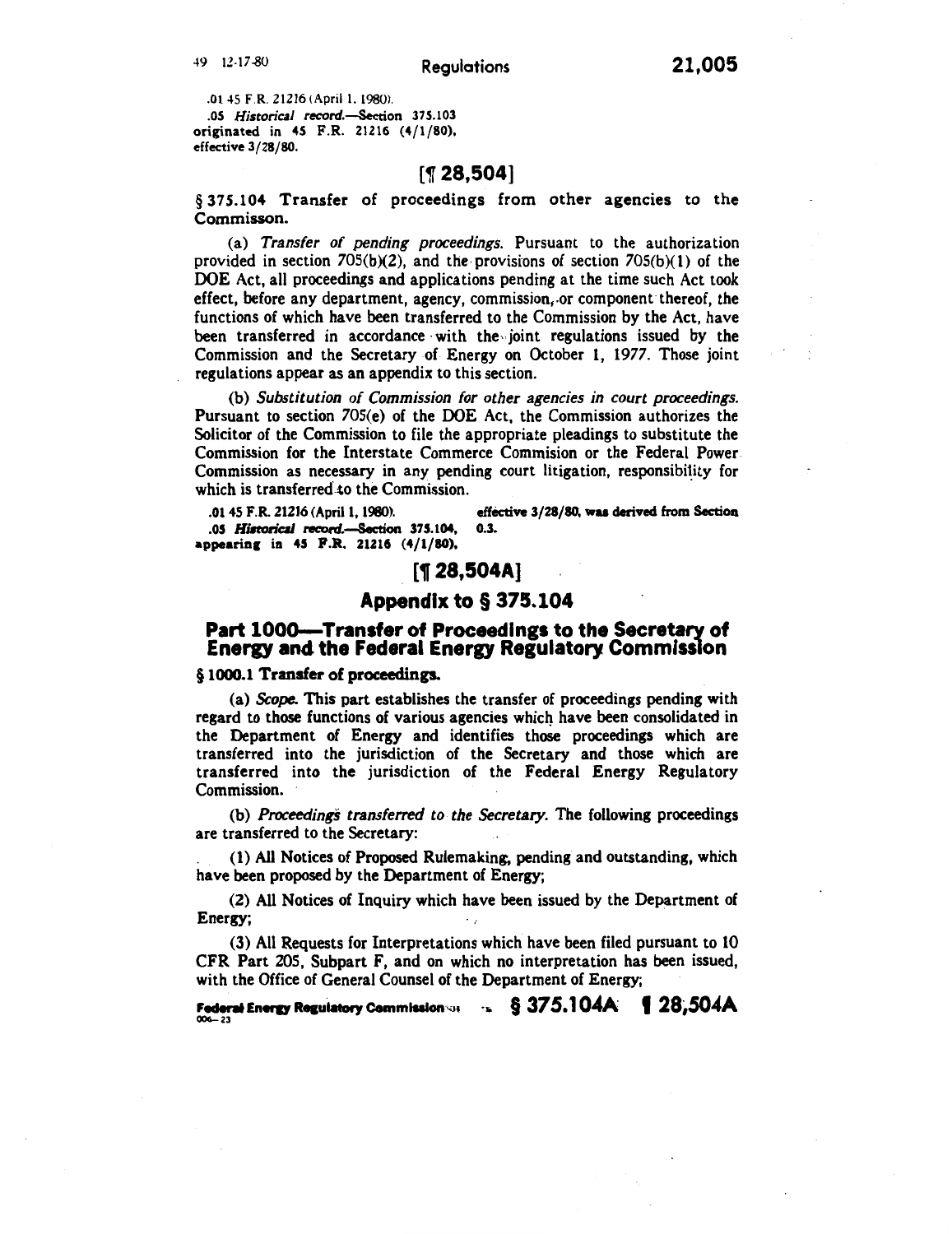.01 45 F.R. 21216 (April 1, 1980).

.05 *Historical record.*—Section 375.103 originated in 45 F.R. 21216 (4/1/80), effective 3/28/80.

## [¶ 28,504]

§ 375.104 Transfer of proceedings from other agencies to the Commisson.

(a) *Transfer of pending proceedings.* Pursuant to the authorization provided in section 705(b)(2), and the provisions of section 705(b)(1) of the DOE Act, all proceedings and applications pending at the time such Act took effect, before any department, agency, commission, or component thereof, the functions of which have been transferred to the Commission by the Act, have been transferred in accordance with the joint regulations issued by the Commission and the Secretary of Energy on October 1, 1977. Those joint regulations appear as an appendix to this section.

(b) *Substitution of Commission for other agencies in court proceedings.* Pursuant to section 705(e) of the DOE Act, the Commission authorizes the Solicitor of the Commission to file the appropriate pleadings to substitute the Commission for the Interstate Commerce Commision or the Federal Power Commission as necessary in any pending court litigation, responsibility for which is transferred to the Commission.

.01 45 F.R. 21216 (April 1, 1980).

.05 *Historical record.*—Section 375.104, appearing in 45 F.R. 21216 (4/1/80), effective 3/28/80, was derived from Section 0.3.

## [¶ 28,504A]

## Appendix to § 375.104

## Part 1000—Transfer of Proceedings to the Secretary of Energy and the Federal Energy Regulatory Commission

**§ 1000.1 Transfer of proceedings.**

(a) *Scope.* This part establishes the transfer of proceedings pending with regard to those functions of various agencies which have been consolidated in the Department of Energy and identifies those proceedings which are transferred into the jurisdiction of the Secretary and those which are transferred into the jurisdiction of the Federal Energy Regulatory Commission.

(b) *Proceedings transferred to the Secretary.* The following proceedings are transferred to the Secretary:

(1) All Notices of Proposed Rulemaking, pending and outstanding, which have been proposed by the Department of Energy;

(2) All Notices of Inquiry which have been issued by the Department of Energy;

(3) All Requests for Interpretations which have been filed pursuant to 10 CFR Part 205, Subpart F, and on which no interpretation has been issued, with the Office of General Counsel of the Department of Energy;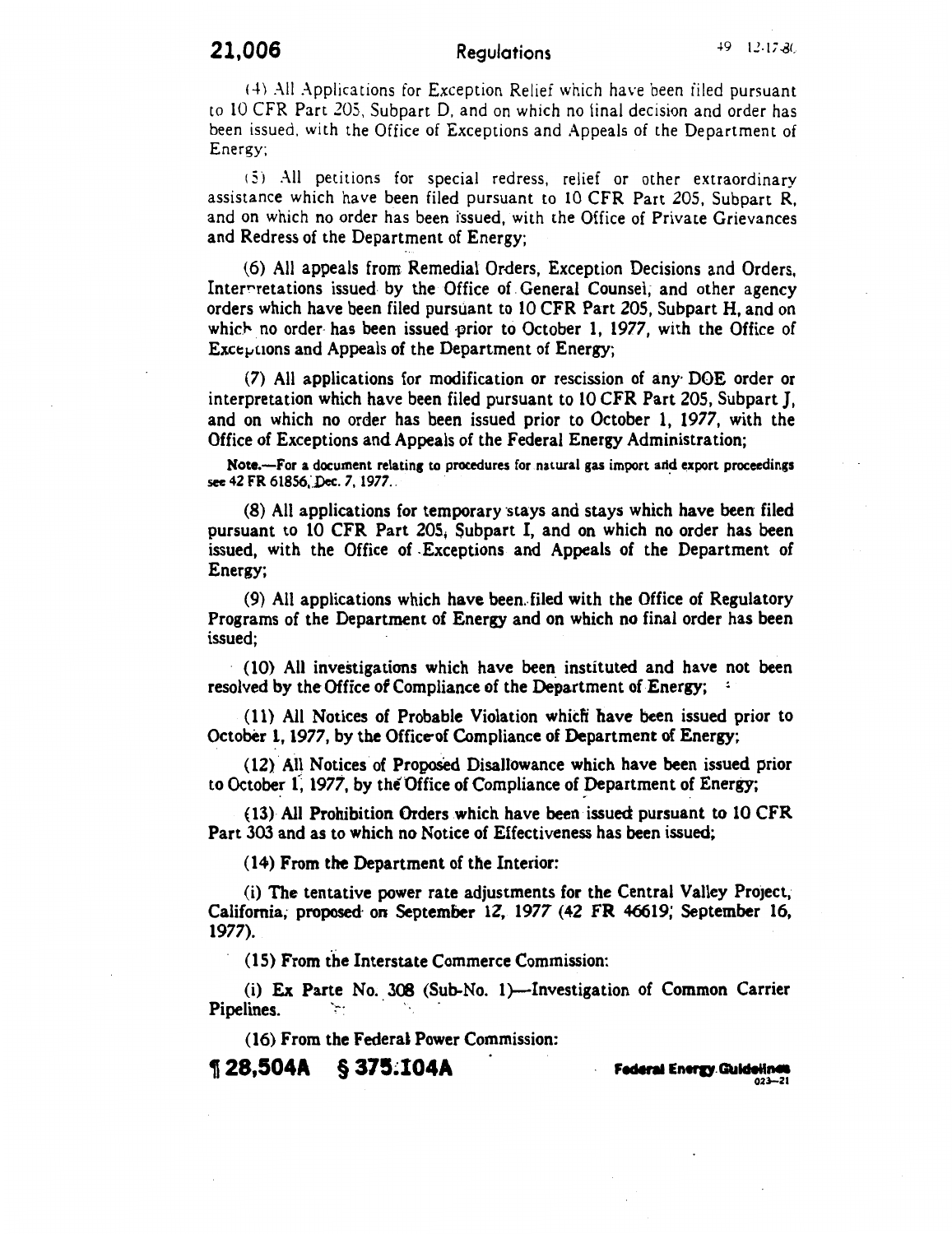(4) All Applications for Exception Relief which have been filed pursuant to 10 CFR Part 205, Subpart D, and on which no final decision and order has been issued, with the Office of Exceptions and Appeals of the Department of Energy;

(5) All petitions for special redress, relief or other extraordinary assistance which have been filed pursuant to 10 CFR Part 205, Subpart R, and on which no order has been issued, with the Office of Private Grievances and Redress of the Department of Energy;

(6) All appeals from Remedial Orders, Exception Decisions and Orders, Interpretations issued by the Office of General Counsel, and other agency orders which have been filed pursuant to 10 CFR Part 205, Subpart H, and on which no order has been issued prior to October 1, 1977, with the Office of Exceptions and Appeals of the Department of Energy;

(7) All applications for modification or rescission of any DOE order or interpretation which have been filed pursuant to 10 CFR Part 205, Subpart J, and on which no order has been issued prior to October 1, 1977, with the Office of Exceptions and Appeals of the Federal Energy Administration;

Note.—For a document relating to procedures for natural gas import and export proceedings see 42 FR 61856, Dec. 7, 1977.

(8) All applications for temporary stays and stays which have been filed pursuant to 10 CFR Part 205, Subpart I, and on which no order has been issued, with the Office of Exceptions and Appeals of the Department of Energy;

(9) All applications which have been filed with the Office of Regulatory Programs of the Department of Energy and on which no final order has been issued;

(10) All investigations which have been instituted and have not been resolved by the Office of Compliance of the Department of Energy;

(11) All Notices of Probable Violation which have been issued prior to October 1, 1977, by the Office of Compliance of Department of Energy;

(12) All Notices of Proposed Disallowance which have been issued prior to October 1, 1977, by the Office of Compliance of Department of Energy;

(13) All Prohibition Orders which have been issued pursuant to 10 CFR Part 303 and as to which no Notice of Effectiveness has been issued;

(14) From the Department of the Interior:

(i) The tentative power rate adjustments for the Central Valley Project, California, proposed on September 12, 1977 (42 FR 46619; September 16, 1977).

(15) From the Interstate Commerce Commission:

(i) Ex Parte No. 308 (Sub-No. 1)—Investigation of Common Carrier Pipelines.

(16) From the Federal Power Commission:

¶ 28,504A § 375.104A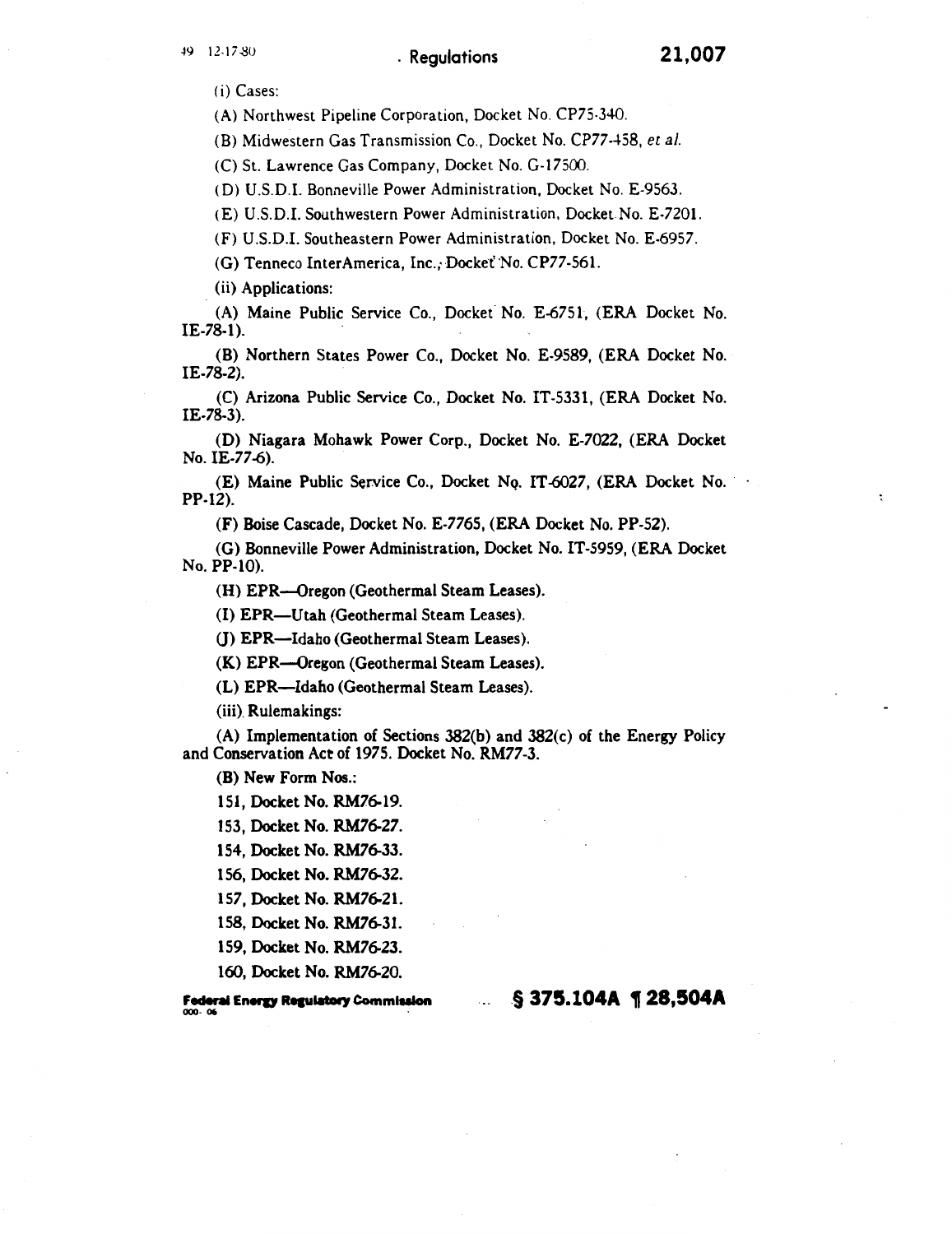(i) Cases:

(A) Northwest Pipeline Corporation, Docket No. CP75-340.

(B) Midwestern Gas Transmission Co., Docket No. CP77-458, *et al.*

(C) St. Lawrence Gas Company, Docket No. G-17500.

(D) U.S.D.I. Bonneville Power Administration, Docket No. E-9563.

(E) U.S.D.I. Southwestern Power Administration, Docket No. E-7201.

(F) U.S.D.I. Southeastern Power Administration, Docket No. E-6957.

(G) Tenneco InterAmerica, Inc., Docket No. CP77-561.

(ii) Applications:

(A) Maine Public Service Co., Docket No. E-6751, (ERA Docket No. IE-78-1).

(B) Northern States Power Co., Docket No. E-9589, (ERA Docket No. IE-78-2).

(C) Arizona Public Service Co., Docket No. IT-5331, (ERA Docket No. IE-78-3).

(D) Niagara Mohawk Power Corp., Docket No. E-7022, (ERA Docket No. IE-77-6).

(E) Maine Public Service Co., Docket No. IT-6027, (ERA Docket No. PP-12).

(F) Boise Cascade, Docket No. E-7765, (ERA Docket No. PP-52).

(G) Bonneville Power Administration, Docket No. IT-5959, (ERA Docket No. PP-10).

(H) EPR—Oregon (Geothermal Steam Leases).

(I) EPR—Utah (Geothermal Steam Leases).

(J) EPR—Idaho (Geothermal Steam Leases).

(K) EPR—Oregon (Geothermal Steam Leases).

(L) EPR—Idaho (Geothermal Steam Leases).

(iii) Rulemakings:

(A) Implementation of Sections 382(b) and 382(c) of the Energy Policy and Conservation Act of 1975. Docket No. RM77-3.

(B) New Form Nos.:

151, Docket No. RM76-19.

153, Docket No. RM76-27.

154, Docket No. RM76-33.

156, Docket No. RM76-32.

157, Docket No. RM76-21.

158, Docket No. RM76-31.

159, Docket No. RM76-23.

160, Docket No. RM76-20.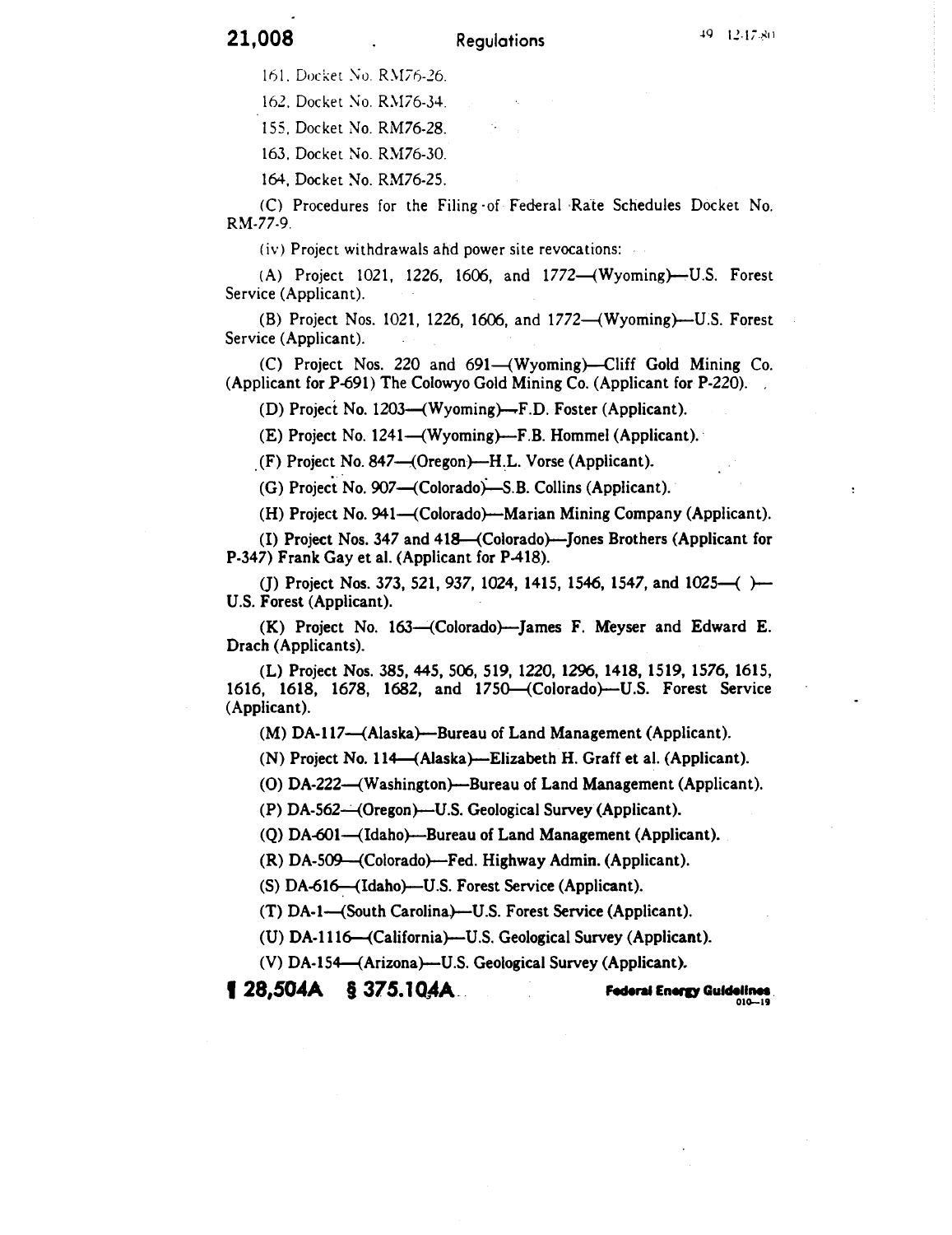161. Docket No. RM76-26.

162. Docket No. RM76-34.

155. Docket No. RM76-28.

163. Docket No. RM76-30.

164. Docket No. RM76-25.

(C) Procedures for the Filing of Federal Rate Schedules Docket No. RM-77-9.

(iv) Project withdrawals and power site revocations:

(A) Project 1021, 1226, 1606, and 1772—(Wyoming)—U.S. Forest Service (Applicant).

(B) Project Nos. 1021, 1226, 1606, and 1772—(Wyoming)—U.S. Forest Service (Applicant).

(C) Project Nos. 220 and 691—(Wyoming)—Cliff Gold Mining Co. (Applicant for P-691) The Colowyo Gold Mining Co. (Applicant for P-220).

(D) Project No. 1203—(Wyoming)—F.D. Foster (Applicant).

(E) Project No. 1241—(Wyoming)—F.B. Hommel (Applicant).

(F) Project No. 847—(Oregon)—H.L. Vorse (Applicant).

(G) Project No. 907—(Colorado)—S.B. Collins (Applicant).

(H) Project No. 941—(Colorado)—Marian Mining Company (Applicant).

(I) Project Nos. 347 and 418—(Colorado)—Jones Brothers (Applicant for P-347) Frank Gay et al. (Applicant for P-418).

(J) Project Nos. 373, 521, 937, 1024, 1415, 1546, 1547, and 1025—( )—U.S. Forest (Applicant).

(K) Project No. 163—(Colorado)—James F. Meyser and Edward E. Drach (Applicants).

(L) Project Nos. 385, 445, 506, 519, 1220, 1296, 1418, 1519, 1576, 1615, 1616, 1618, 1678, 1682, and 1750—(Colorado)—U.S. Forest Service (Applicant).

(M) DA-117—(Alaska)—Bureau of Land Management (Applicant).

(N) Project No. 114—(Alaska)—Elizabeth H. Graff et al. (Applicant).

(O) DA-222—(Washington)—Bureau of Land Management (Applicant).

(P) DA-562—(Oregon)—U.S. Geological Survey (Applicant).

(Q) DA-601—(Idaho)—Bureau of Land Management (Applicant).

(R) DA-509—(Colorado)—Fed. Highway Admin. (Applicant).

(S) DA-616—(Idaho)—U.S. Forest Service (Applicant).

(T) DA-1—(South Carolina)—U.S. Forest Service (Applicant).

(U) DA-1116—(California)—U.S. Geological Survey (Applicant).

(V) DA-154—(Arizona)—U.S. Geological Survey (Applicant).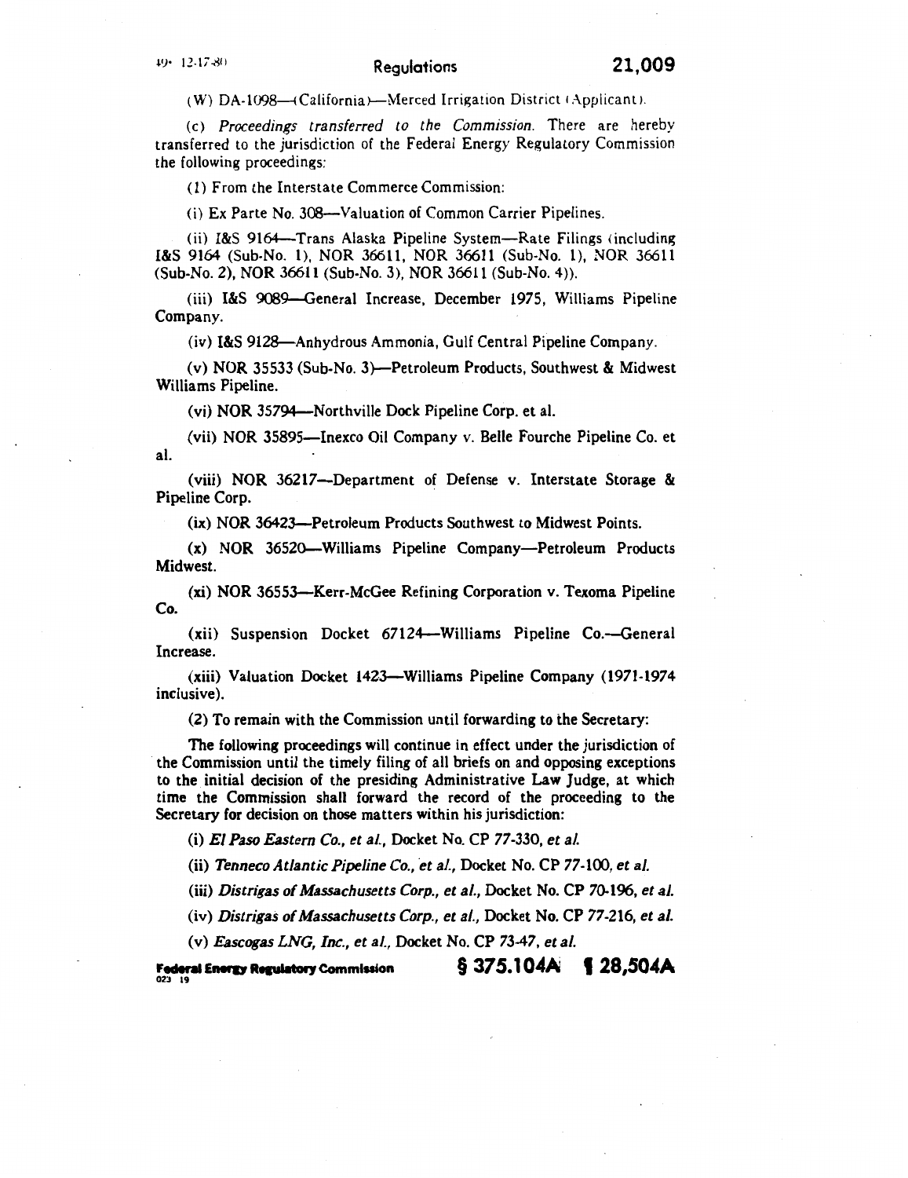(W) DA-1098—(California)—Merced Irrigation District (Applicant).

(c) *Proceedings transferred to the Commission.* There are hereby transferred to the jurisdiction of the Federal Energy Regulatory Commission the following proceedings:

(1) From the Interstate Commerce Commission:

(i) Ex Parte No. 308—Valuation of Common Carrier Pipelines.

(ii) I&S 9164—Trans Alaska Pipeline System—Rate Filings (including I&S 9164 (Sub-No. 1), NOR 36611, NOR 36611 (Sub-No. 1), NOR 36611 (Sub-No. 2), NOR 36611 (Sub-No. 3), NOR 36611 (Sub-No. 4)).

(iii) I&S 9089—General Increase, December 1975, Williams Pipeline Company.

(iv) I&S 9128—Anhydrous Ammonia, Gulf Central Pipeline Company.

(v) NOR 35533 (Sub-No. 3)—Petroleum Products, Southwest & Midwest Williams Pipeline.

(vi) NOR 35794—Northville Dock Pipeline Corp. et al.

(vii) NOR 35895—Inexco Oil Company v. Belle Fourche Pipeline Co. et al.

(viii) NOR 36217—Department of Defense v. Interstate Storage & Pipeline Corp.

(ix) NOR 36423—Petroleum Products Southwest to Midwest Points.

(x) NOR 36520—Williams Pipeline Company—Petroleum Products Midwest.

(xi) NOR 36553—Kerr-McGee Refining Corporation v. Texoma Pipeline Co.

(xii) Suspension Docket 67124—Williams Pipeline Co.—General Increase.

(xiii) Valuation Docket 1423—Williams Pipeline Company (1971-1974 inclusive).

(2) To remain with the Commission until forwarding to the Secretary:

The following proceedings will continue in effect under the jurisdiction of the Commission until the timely filing of all briefs on and opposing exceptions to the initial decision of the presiding Administrative Law Judge, at which time the Commission shall forward the record of the proceeding to the Secretary for decision on those matters within his jurisdiction:

(i) *El Paso Eastern Co., et al.,* Docket No. CP 77-330, *et al.*

(ii) *Tenneco Atlantic Pipeline Co., et al.,* Docket No. CP 77-100, *et al.*

(iii) *Distrigas of Massachusetts Corp., et al.,* Docket No. CP 70-196, *et al.*

(iv) *Distrigas of Massachusetts Corp., et al.,* Docket No. CP 77-216, *et al.*

(v) *Eascogas LNG, Inc., et al.,* Docket No. CP 73-47, *et al.*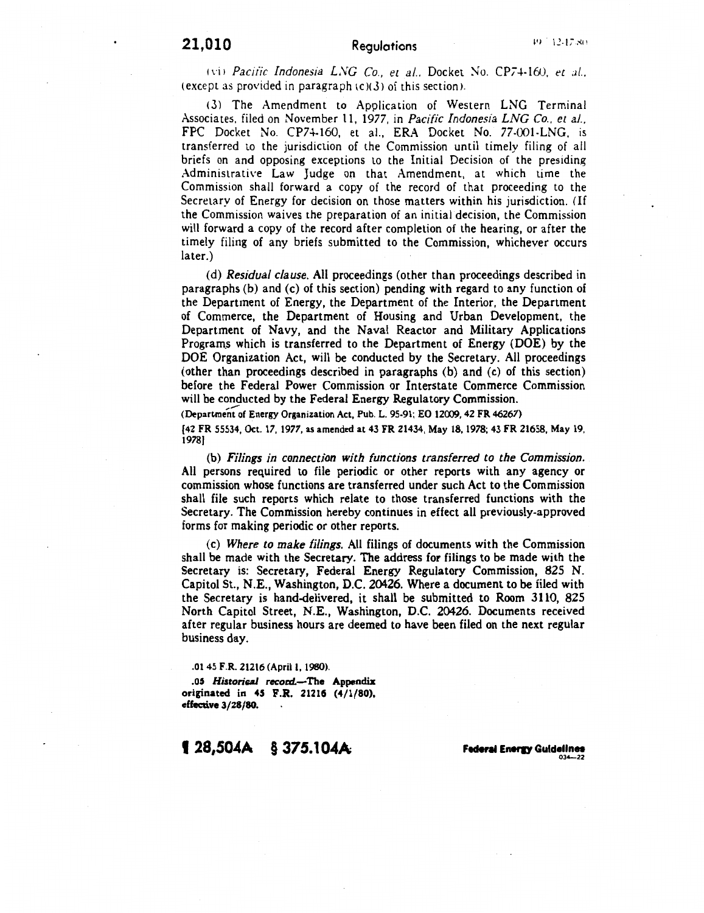(vi) *Pacific Indonesia LNG Co., et al.*, Docket No. CP74-160, *et al.*, (except as provided in paragraph (c)(3) of this section).

(3) The Amendment to Application of Western LNG Terminal Associates, filed on November 11, 1977, in *Pacific Indonesia LNG Co., et al.*, FPC Docket No. CP74-160, et al., ERA Docket No. 77-001-LNG, is transferred to the jurisdiction of the Commission until timely filing of all briefs on and opposing exceptions to the Initial Decision of the presiding Administrative Law Judge on that Amendment, at which time the Commission shall forward a copy of the record of that proceeding to the Secretary of Energy for decision on those matters within his jurisdiction. (If the Commission waives the preparation of an initial decision, the Commission will forward a copy of the record after completion of the hearing, or after the timely filing of any briefs submitted to the Commission, whichever occurs later.)

(d) *Residual clause.* All proceedings (other than proceedings described in paragraphs (b) and (c) of this section) pending with regard to any function of the Department of Energy, the Department of the Interior, the Department of Commerce, the Department of Housing and Urban Development, the Department of Navy, and the Naval Reactor and Military Applications Programs which is transferred to the Department of Energy (DOE) by the DOE Organization Act, will be conducted by the Secretary. All proceedings (other than proceedings described in paragraphs (b) and (c) of this section) before the Federal Power Commission or Interstate Commerce Commission will be conducted by the Federal Energy Regulatory Commission.

(Department of Energy Organization Act, Pub. L. 95-91; EO 12009, 42 FR 46267)

[42 FR 55534, Oct. 17, 1977, as amended at 43 FR 21434, May 18, 1978; 43 FR 21658, May 19, 1978]

(b) *Filings in connection with functions transferred to the Commission.* All persons required to file periodic or other reports with any agency or commission whose functions are transferred under such Act to the Commission shall file such reports which relate to those transferred functions with the Secretary. The Commission hereby continues in effect all previously-approved forms for making periodic or other reports.

(c) *Where to make filings.* All filings of documents with the Commission shall be made with the Secretary. The address for filings to be made with the Secretary is: Secretary, Federal Energy Regulatory Commission, 825 N. Capitol St., N.E., Washington, D.C. 20426. Where a document to be filed with the Secretary is hand-delivered, it shall be submitted to Room 3110, 825 North Capitol Street, N.E., Washington, D.C. 20426. Documents received after regular business hours are deemed to have been filed on the next regular business day.

.01 45 F.R. 21216 (April 1, 1980).

**.05 *Historical record.*—The Appendix originated in 45 F.R. 21216 (4/1/80), effective 3/28/80.**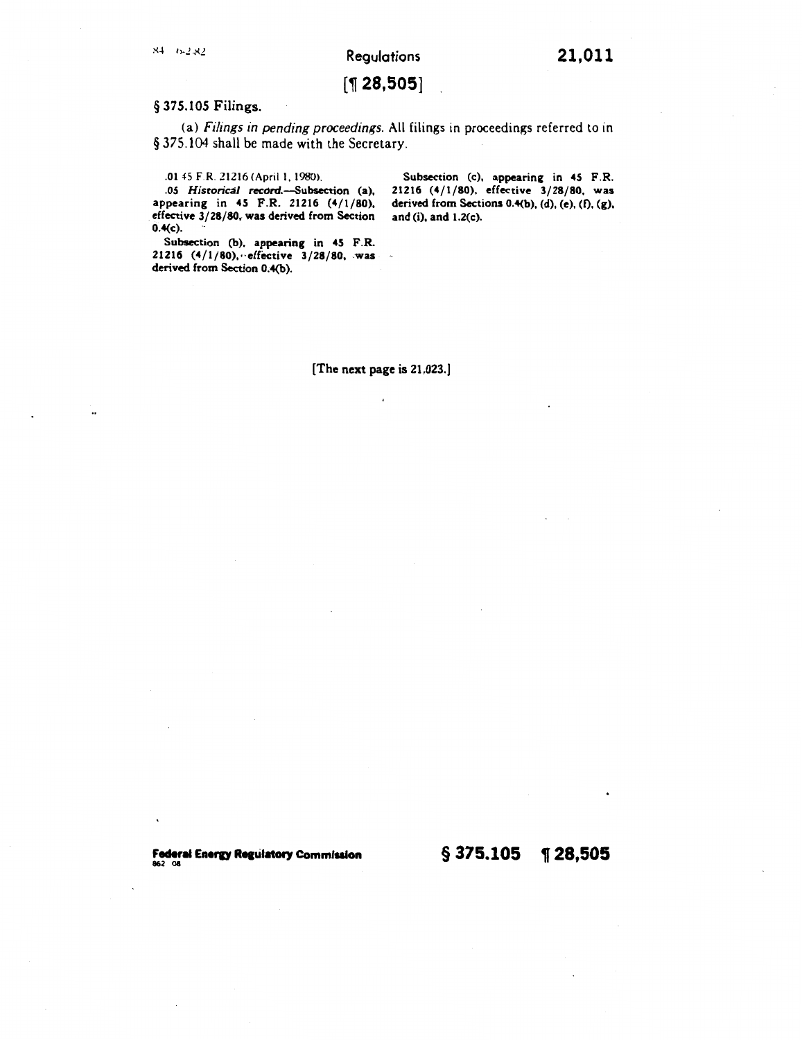[¶ 28,505]

§ 375.105 Filings.

(a) *Filings in pending proceedings.* All filings in proceedings referred to in § 375.104 shall be made with the Secretary.

.01 45 F.R. 21216 (April 1, 1980).

.05 *Historical record.*—Subsection (a), appearing in 45 F.R. 21216 (4/1/80), effective 3/28/80, was derived from Section 0.4(c).

Subsection (b), appearing in 45 F.R. 21216 (4/1/80), effective 3/28/80, was derived from Section 0.4(b).

Subsection (c), appearing in 45 F.R. 21216 (4/1/80), effective 3/28/80, was derived from Sections 0.4(b), (d), (e), (f), (g), and (i), and 1.2(c).

[The next page is 21,023.]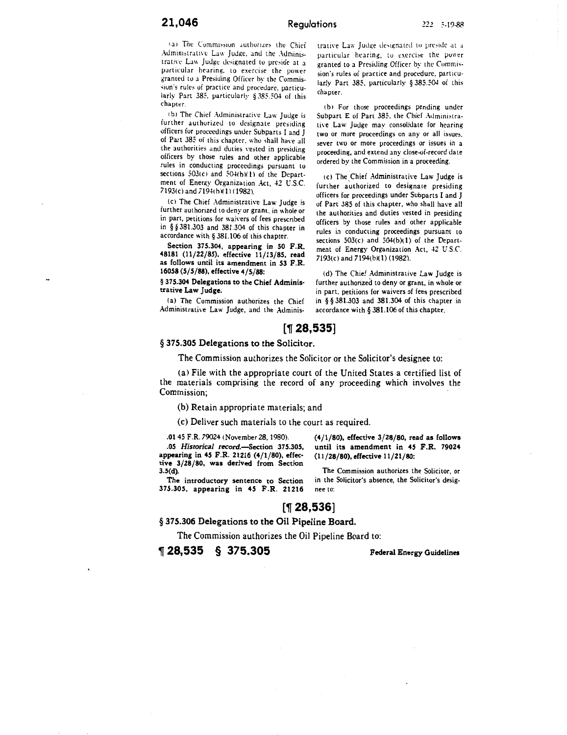(a) The Commission authorizes the Chief Administrative Law Judge, and the Administrative Law Judge designated to preside at a particular hearing, to exercise the power granted to a Presiding Officer by the Commission's rules of practice and procedure, particularly Part 385, particularly § 385.504 of this chapter.

(b) The Chief Administrative Law Judge is further authorized to designate presiding officers for proceedings under Subparts I and J of Part 385 of this chapter, who shall have all the authorities and duties vested in presiding officers by those rules and other applicable rules in conducting proceedings pursuant to sections 503(c) and 504(b)(1) of the Department of Energy Organization Act, 42 U.S.C. 7193(c) and 7194(b)(1) (1982).

(c) The Chief Administrative Law Judge is further authorized to deny or grant, in whole or in part, petitions for waivers of fees prescribed in §§ 381.303 and 381.304 of this chapter in accordance with § 381.106 of this chapter.

**Section 375.304, appearing in 50 F.R. 48181 (11/22/85), effective 11/13/85, read as follows until its amendment in 53 F.R. 16058 (5/5/88), effective 4/5/88:**

**§ 375.304 Delegations to the Chief Administrative Law Judge.**

(a) The Commission authorizes the Chief Administrative Law Judge, and the Administrative Law Judge designated to preside at a particular hearing, to exercise the power granted to a Presiding Officer by the Commission's rules of practice and procedure, particularly Part 385, particularly § 385.504 of this chapter.

(b) For those proceedings pending under Subpart E of Part 385, the Chief Administrative Law Judge may consolidate for hearing two or more proceedings on any or all issues, sever two or more proceedings or issues in a proceeding, and extend any close-of-record date ordered by the Commission in a proceeding.

(c) The Chief Administrative Law Judge is further authorized to designate presiding officers for proceedings under Subparts I and J of Part 385 of this chapter, who shall have all the authorities and duties vested in presiding officers by those rules and other applicable rules in conducting proceedings pursuant to sections 503(c) and 504(b)(1) of the Department of Energy Organization Act, 42 U.S.C. 7193(c) and 7194(b)(1) (1982).

(d) The Chief Administrative Law Judge is further authorized to deny or grant, in whole or in part, petitions for waivers of fees prescribed in §§ 381.303 and 381.304 of this chapter in accordance with § 381.106 of this chapter.

## [¶ 28,535]

### § 375.305 Delegations to the Solicitor.

The Commission authorizes the Solicitor or the Solicitor's designee to:

(a) File with the appropriate court of the United States a certified list of the materials comprising the record of any proceeding which involves the Commission;

(b) Retain appropriate materials; and

(c) Deliver such materials to the court as required.

.01 45 F.R. 79024 (November 28, 1980).

.05 *Historical record.*—**Section 375.305, appearing in 45 F.R. 21216 (4/1/80), effective 3/28/80, was derived from Section 3.5(d).**

**The introductory sentence to Section 375.305, appearing in 45 F.R. 21216 (4/1/80), effective 3/28/80, read as follows until its amendment in 45 F.R. 79024 (11/28/80), effective 11/21/80:**

The Commission authorizes the Solicitor, or in the Solicitor's absence, the Solicitor's designee to:

## [¶ 28,536]

### § 375.306 Delegations to the Oil Pipeline Board.

The Commission authorizes the Oil Pipeline Board to: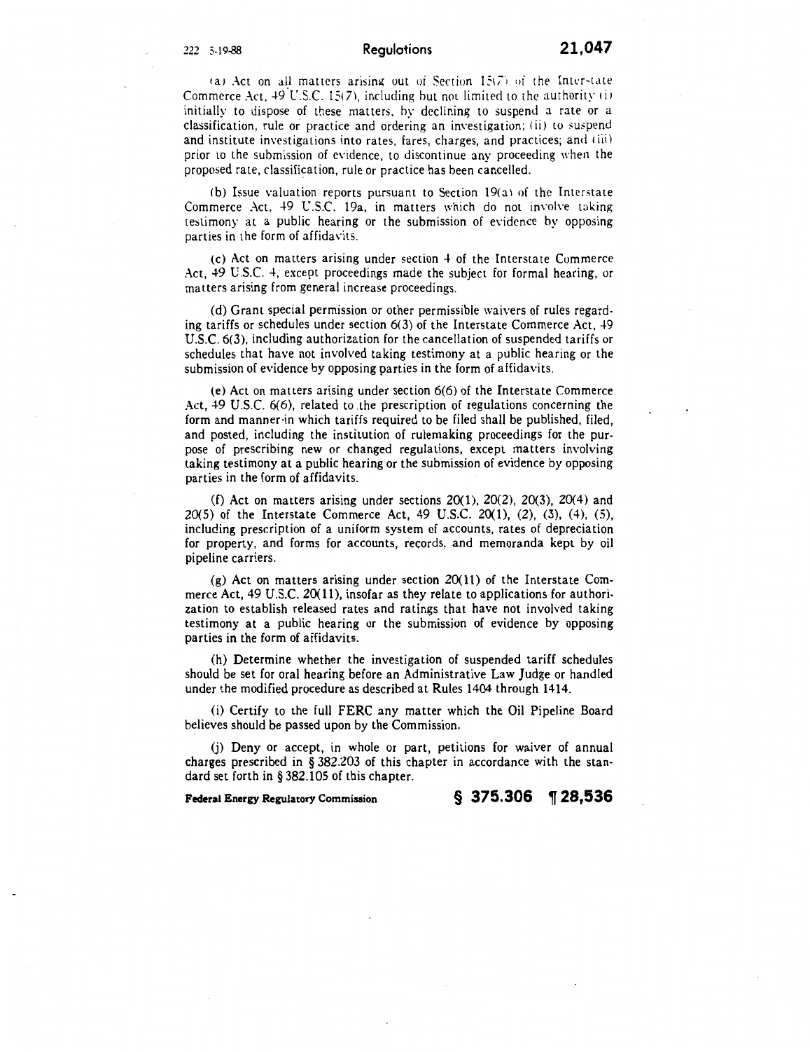(a) Act on all matters arising out of Section 15(7) of the Interstate Commerce Act, 49 U.S.C. 15(7), including but not limited to the authority (i) initially to dispose of these matters, by declining to suspend a rate or a classification, rule or practice and ordering an investigation; (ii) to suspend and institute investigations into rates, fares, charges, and practices; and (iii) prior to the submission of evidence, to discontinue any proceeding when the proposed rate, classification, rule or practice has been cancelled.

(b) Issue valuation reports pursuant to Section 19(a) of the Interstate Commerce Act, 49 U.S.C. 19a, in matters which do not involve taking testimony at a public hearing or the submission of evidence by opposing parties in the form of affidavits.

(c) Act on matters arising under section 4 of the Interstate Commerce Act, 49 U.S.C. 4, except proceedings made the subject for formal hearing, or matters arising from general increase proceedings.

(d) Grant special permission or other permissible waivers of rules regarding tariffs or schedules under section 6(3) of the Interstate Commerce Act, 49 U.S.C. 6(3), including authorization for the cancellation of suspended tariffs or schedules that have not involved taking testimony at a public hearing or the submission of evidence by opposing parties in the form of affidavits.

(e) Act on matters arising under section 6(6) of the Interstate Commerce Act, 49 U.S.C. 6(6), related to the prescription of regulations concerning the form and manner in which tariffs required to be filed shall be published, filed, and posted, including the institution of rulemaking proceedings for the purpose of prescribing new or changed regulations, except matters involving taking testimony at a public hearing or the submission of evidence by opposing parties in the form of affidavits.

(f) Act on matters arising under sections 20(1), 20(2), 20(3), 20(4) and 20(5) of the Interstate Commerce Act, 49 U.S.C. 20(1), (2), (3), (4), (5), including prescription of a uniform system of accounts, rates of depreciation for property, and forms for accounts, records, and memoranda kept by oil pipeline carriers.

(g) Act on matters arising under section 20(11) of the Interstate Commerce Act, 49 U.S.C. 20(11), insofar as they relate to applications for authorization to establish released rates and ratings that have not involved taking testimony at a public hearing or the submission of evidence by opposing parties in the form of affidavits.

(h) Determine whether the investigation of suspended tariff schedules should be set for oral hearing before an Administrative Law Judge or handled under the modified procedure as described at Rules 1404 through 1414.

(i) Certify to the full FERC any matter which the Oil Pipeline Board believes should be passed upon by the Commission.

(j) Deny or accept, in whole or part, petitions for waiver of annual charges prescribed in § 382.203 of this chapter in accordance with the standard set forth in § 382.105 of this chapter.

**§ 375.306 ¶ 28,536**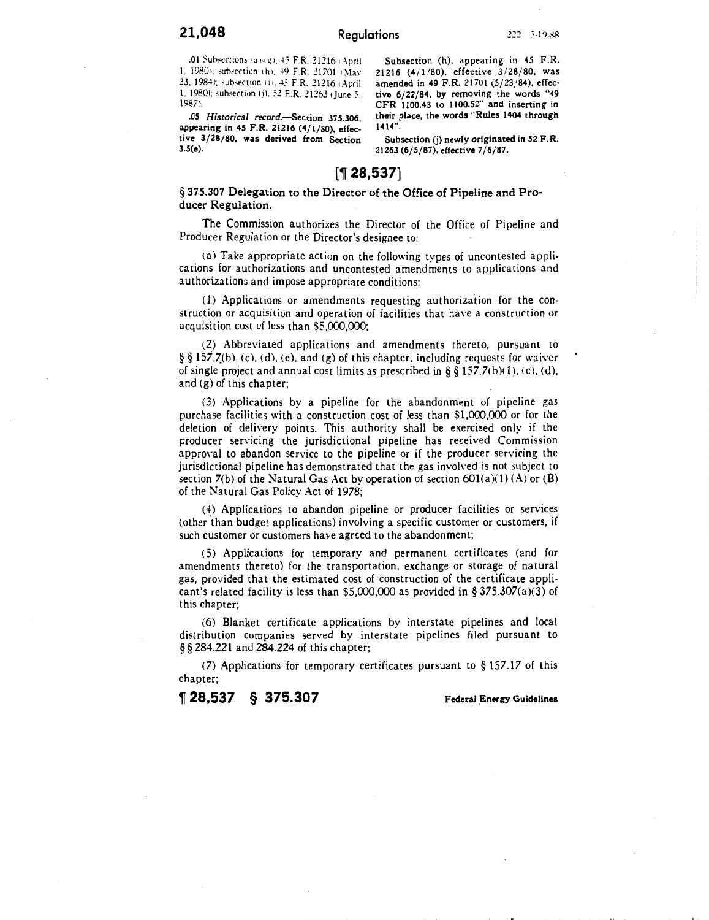.01 Subsections (a)-(g), 45 F.R. 21216 (April 1, 1980); subsection (h), 49 F.R. 21701 (May 23, 1984); subsection (i), 45 F.R. 21216 (April 1, 1980); subsection (j), 52 F.R. 21263 (June 5, 1987).

.05 *Historical record.*—Section 375.306, appearing in 45 F.R. 21216 (4/1/80), effective 3/28/80, was derived from Section 3.5(e).

Subsection (h), appearing in 45 F.R. 21216 (4/1/80), effective 3/28/80, was amended in 49 F.R. 21701 (5/23/84), effective 6/22/84, by removing the words "49 CFR 1100.43 to 1100.52" and inserting in their place, the words "Rules 1404 through 1414".

Subsection (j) newly originated in 52 F.R. 21263 (6/5/87), effective 7/6/87.

## [¶ 28,537]

### § 375.307 Delegation to the Director of the Office of Pipeline and Producer Regulation.

The Commission authorizes the Director of the Office of Pipeline and Producer Regulation or the Director's designee to:

(a) Take appropriate action on the following types of uncontested applications for authorizations and uncontested amendments to applications and authorizations and impose appropriate conditions:

(1) Applications or amendments requesting authorization for the construction or acquisition and operation of facilities that have a construction or acquisition cost of less than $5,000,000;

(2) Abbreviated applications and amendments thereto, pursuant to § § 157.7(b), (c), (d), (e), and (g) of this chapter, including requests for waiver of single project and annual cost limits as prescribed in § § 157.7(b)(1), (c), (d), and (g) of this chapter;

(3) Applications by a pipeline for the abandonment of pipeline gas purchase facilities with a construction cost of less than $1,000,000 or for the deletion of delivery points. This authority shall be exercised only if the producer servicing the jurisdictional pipeline has received Commission approval to abandon service to the pipeline or if the producer servicing the jurisdictional pipeline has demonstrated that the gas involved is not subject to section 7(b) of the Natural Gas Act by operation of section 601(a)(1) (A) or (B) of the Natural Gas Policy Act of 1978;

(4) Applications to abandon pipeline or producer facilities or services (other than budget applications) involving a specific customer or customers, if such customer or customers have agreed to the abandonment;

(5) Applications for temporary and permanent certificates (and for amendments thereto) for the transportation, exchange or storage of natural gas, provided that the estimated cost of construction of the certificate applicant's related facility is less than $5,000,000 as provided in § 375.307(a)(3) of this chapter;

(6) Blanket certificate applications by interstate pipelines and local distribution companies served by interstate pipelines filed pursuant to § § 284.221 and 284.224 of this chapter;

(7) Applications for temporary certificates pursuant to § 157.17 of this chapter;